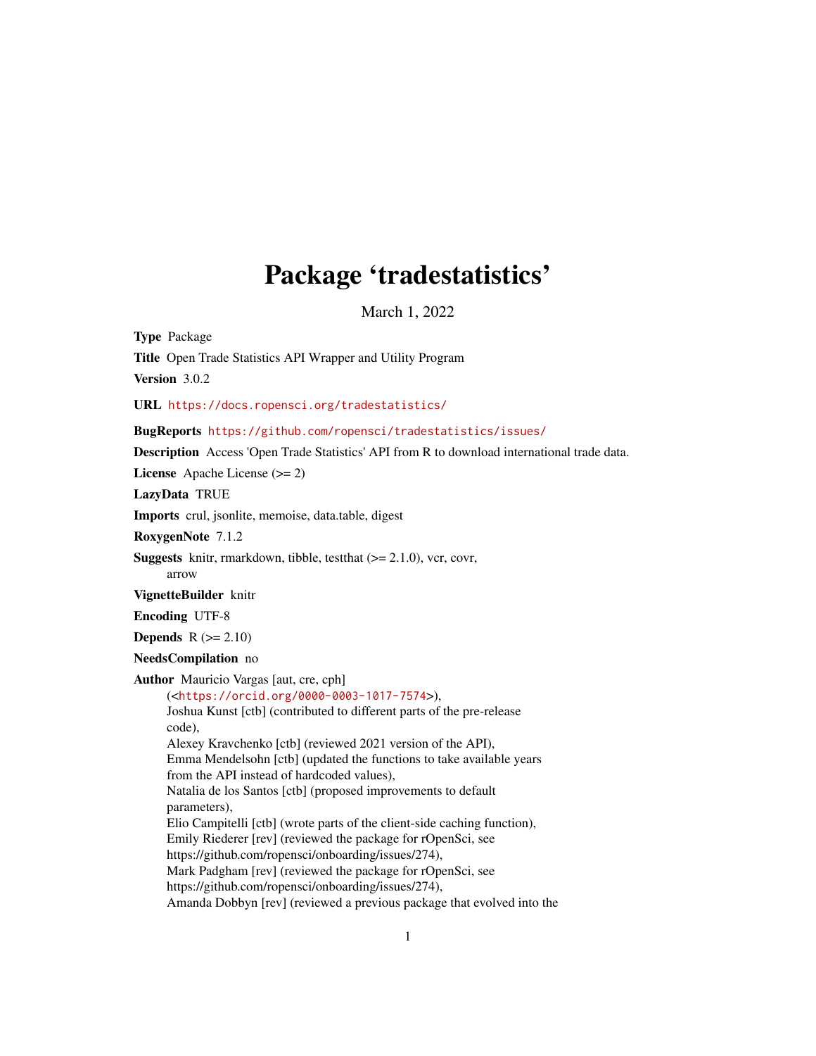# Package 'tradestatistics'

March 1, 2022

**Type** Package

**Title** Open Trade Statistics API Wrapper and Utility Program

**Version** 3.0.2

**URL** https://docs.ropensci.org/tradestatistics/

**BugReports** https://github.com/ropensci/tradestatistics/issues/

**Description** Access 'Open Trade Statistics' API from R to download international trade data.

**License** Apache License (>= 2)

**LazyData** TRUE

**Imports** crul, jsonlite, memoise, data.table, digest

**RoxygenNote** 7.1.2

**Suggests** knitr, rmarkdown, tibble, testthat (>= 2.1.0), vcr, covr, arrow

**VignetteBuilder** knitr

**Encoding** UTF-8

**Depends** R (>= 2.10)

**NeedsCompilation** no

**Author** Mauricio Vargas [aut, cre, cph] (<https://orcid.org/0000-0003-1017-7574>), Joshua Kunst [ctb] (contributed to different parts of the pre-release code), Alexey Kravchenko [ctb] (reviewed 2021 version of the API), Emma Mendelsohn [ctb] (updated the functions to take available years from the API instead of hardcoded values), Natalia de los Santos [ctb] (proposed improvements to default parameters), Elio Campitelli [ctb] (wrote parts of the client-side caching function), Emily Riederer [rev] (reviewed the package for rOpenSci, see https://github.com/ropensci/onboarding/issues/274), Mark Padgham [rev] (reviewed the package for rOpenSci, see https://github.com/ropensci/onboarding/issues/274), Amanda Dobbyn [rev] (reviewed a previous package that evolved into the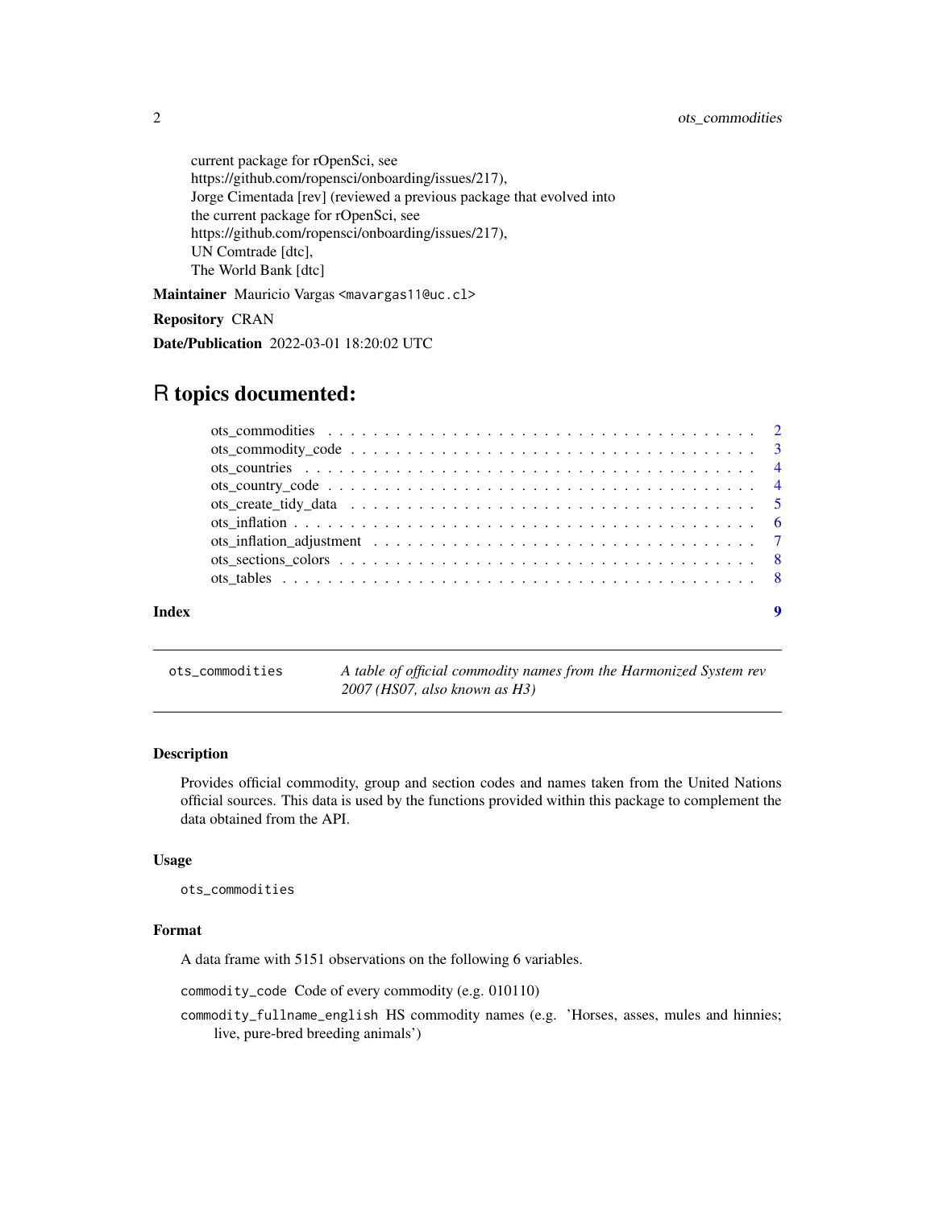current package for rOpenSci, see
https://github.com/ropensci/onboarding/issues/217),
Jorge Cimentada [rev] (reviewed a previous package that evolved into
the current package for rOpenSci, see
https://github.com/ropensci/onboarding/issues/217),
UN Comtrade [dtc],
The World Bank [dtc]

**Maintainer** Mauricio Vargas <mavargas11@uc.cl>

**Repository** CRAN

**Date/Publication** 2022-03-01 18:20:02 UTC

# R topics documented:

ots_commodities . . . . . . . . . . . . . . . . . . . . . . . . . . . . . . . . . . . . . 2
ots_commodity_code . . . . . . . . . . . . . . . . . . . . . . . . . . . . . . . . . . . 3
ots_countries . . . . . . . . . . . . . . . . . . . . . . . . . . . . . . . . . . . . . . 4
ots_country_code . . . . . . . . . . . . . . . . . . . . . . . . . . . . . . . . . . . . 4
ots_create_tidy_data . . . . . . . . . . . . . . . . . . . . . . . . . . . . . . . . . . 5
ots_inflation . . . . . . . . . . . . . . . . . . . . . . . . . . . . . . . . . . . . . . 6
ots_inflation_adjustment . . . . . . . . . . . . . . . . . . . . . . . . . . . . . . . . 7
ots_sections_colors . . . . . . . . . . . . . . . . . . . . . . . . . . . . . . . . . . . 8
ots_tables . . . . . . . . . . . . . . . . . . . . . . . . . . . . . . . . . . . . . . . 8

**Index** 9

---

`ots_commodities` *A table of official commodity names from the Harmonized System rev 2007 (HS07, also known as H3)*

---

### Description

Provides official commodity, group and section codes and names taken from the United Nations official sources. This data is used by the functions provided within this package to complement the data obtained from the API.

### Usage

```
ots_commodities
```

### Format

A data frame with 5151 observations on the following 6 variables.

`commodity_code` Code of every commodity (e.g. 010110)

`commodity_fullname_english` HS commodity names (e.g. 'Horses, asses, mules and hinnies; live, pure-bred breeding animals')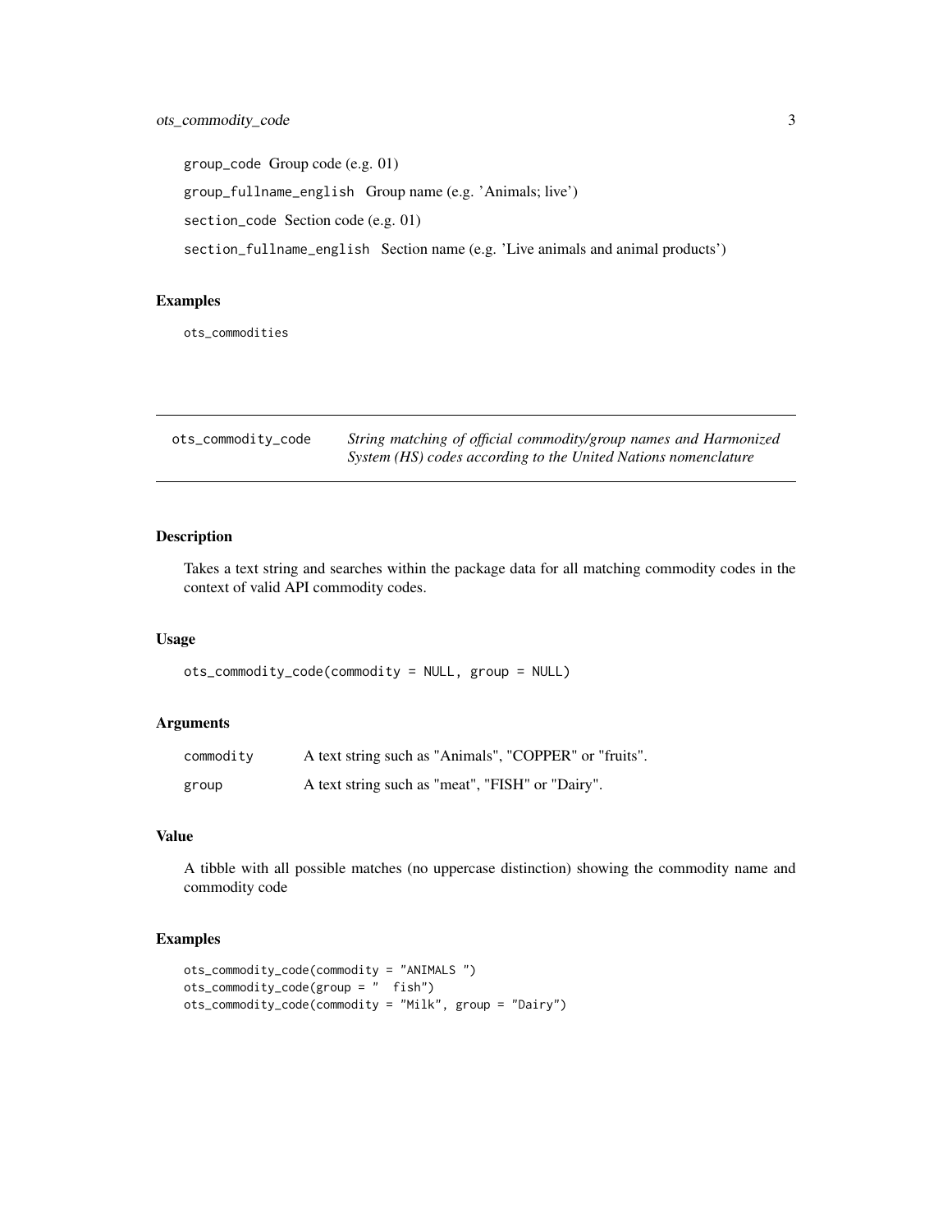group_code Group code (e.g. 01)

group_fullname_english Group name (e.g. 'Animals; live')

section_code Section code (e.g. 01)

section_fullname_english Section name (e.g. 'Live animals and animal products')

### Examples

```
ots_commodities
```

---

## ots_commodity_code

*String matching of official commodity/group names and Harmonized System (HS) codes according to the United Nations nomenclature*

---

### Description

Takes a text string and searches within the package data for all matching commodity codes in the context of valid API commodity codes.

### Usage

```
ots_commodity_code(commodity = NULL, group = NULL)
```

### Arguments

| | |
|---|---|
| commodity | A text string such as "Animals", "COPPER" or "fruits". |
| group | A text string such as "meat", "FISH" or "Dairy". |

### Value

A tibble with all possible matches (no uppercase distinction) showing the commodity name and commodity code

### Examples

```
ots_commodity_code(commodity = "ANIMALS ")
ots_commodity_code(group = "  fish")
ots_commodity_code(commodity = "Milk", group = "Dairy")
```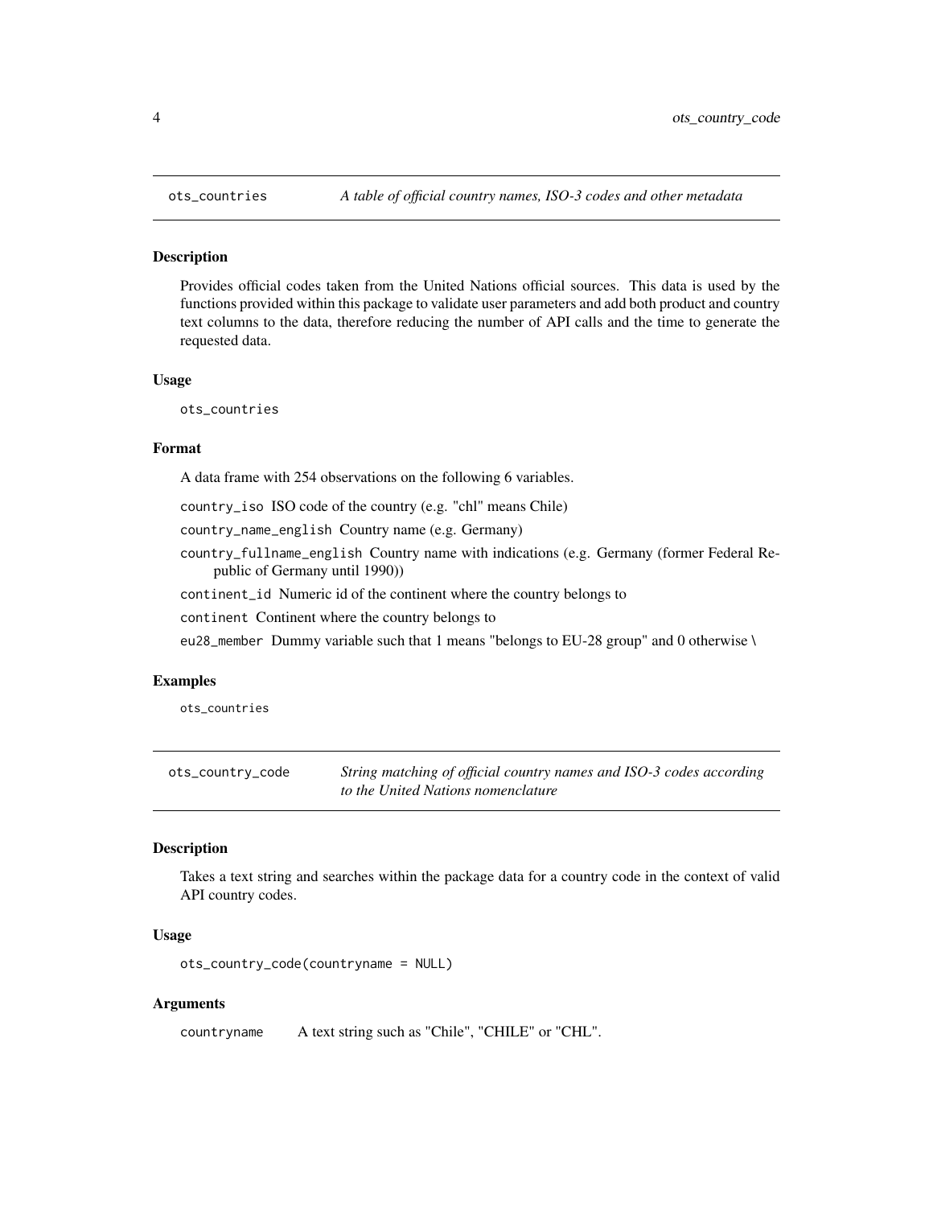## ots_countries *A table of official country names, ISO-3 codes and other metadata*

### Description

Provides official codes taken from the United Nations official sources. This data is used by the functions provided within this package to validate user parameters and add both product and country text columns to the data, therefore reducing the number of API calls and the time to generate the requested data.

### Usage

```
ots_countries
```

### Format

A data frame with 254 observations on the following 6 variables.

`country_iso` ISO code of the country (e.g. "chl" means Chile)

`country_name_english` Country name (e.g. Germany)

`country_fullname_english` Country name with indications (e.g. Germany (former Federal Republic of Germany until 1990))

`continent_id` Numeric id of the continent where the country belongs to

`continent` Continent where the country belongs to

`eu28_member` Dummy variable such that 1 means "belongs to EU-28 group" and 0 otherwise \

### Examples

```
ots_countries
```

## ots_country_code *String matching of official country names and ISO-3 codes according to the United Nations nomenclature*

### Description

Takes a text string and searches within the package data for a country code in the context of valid API country codes.

### Usage

```
ots_country_code(countryname = NULL)
```

### Arguments

`countryname` A text string such as "Chile", "CHILE" or "CHL".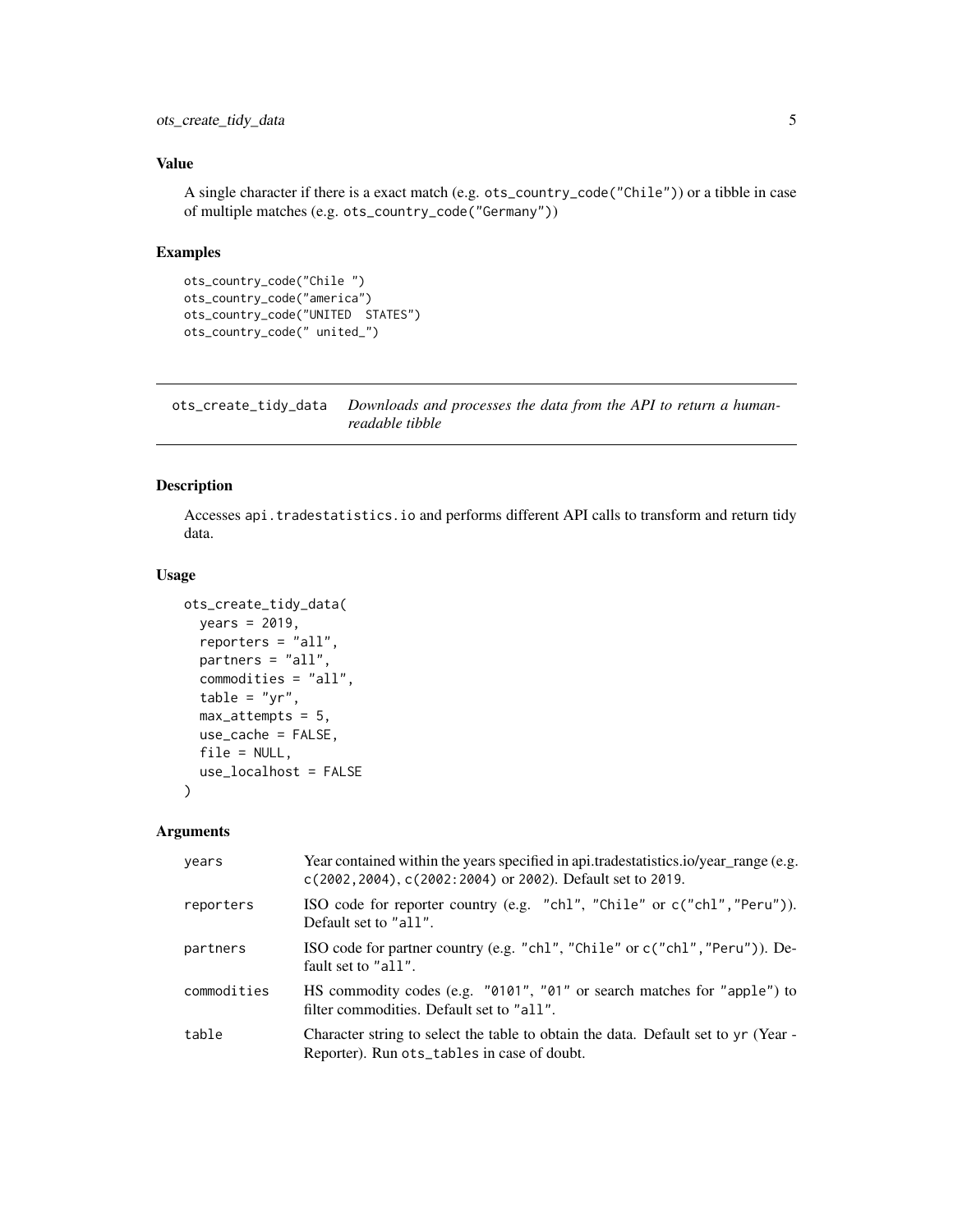## Value

A single character if there is a exact match (e.g. `ots_country_code("Chile")`) or a tibble in case of multiple matches (e.g. `ots_country_code("Germany")`)

## Examples

```
ots_country_code("Chile ")
ots_country_code("america")
ots_country_code("UNITED  STATES")
ots_country_code(" united_")
```

---

# ots_create_tidy_data — *Downloads and processes the data from the API to return a human-readable tibble*

## Description

Accesses `api.tradestatistics.io` and performs different API calls to transform and return tidy data.

## Usage

```
ots_create_tidy_data(
  years = 2019,
  reporters = "all",
  partners = "all",
  commodities = "all",
  table = "yr",
  max_attempts = 5,
  use_cache = FALSE,
  file = NULL,
  use_localhost = FALSE
)
```

## Arguments

| Argument | Description |
|---|---|
| years | Year contained within the years specified in api.tradestatistics.io/year_range (e.g. `c(2002,2004)`, `c(2002:2004)` or `2002`). Default set to `2019`. |
| reporters | ISO code for reporter country (e.g. `"chl"`, `"Chile"` or `c("chl","Peru")`). Default set to `"all"`. |
| partners | ISO code for partner country (e.g. `"chl"`, `"Chile"` or `c("chl","Peru")`). Default set to `"all"`. |
| commodities | HS commodity codes (e.g. `"0101"`, `"01"` or search matches for `"apple"`) to filter commodities. Default set to `"all"`. |
| table | Character string to select the table to obtain the data. Default set to `yr` (Year - Reporter). Run `ots_tables` in case of doubt. |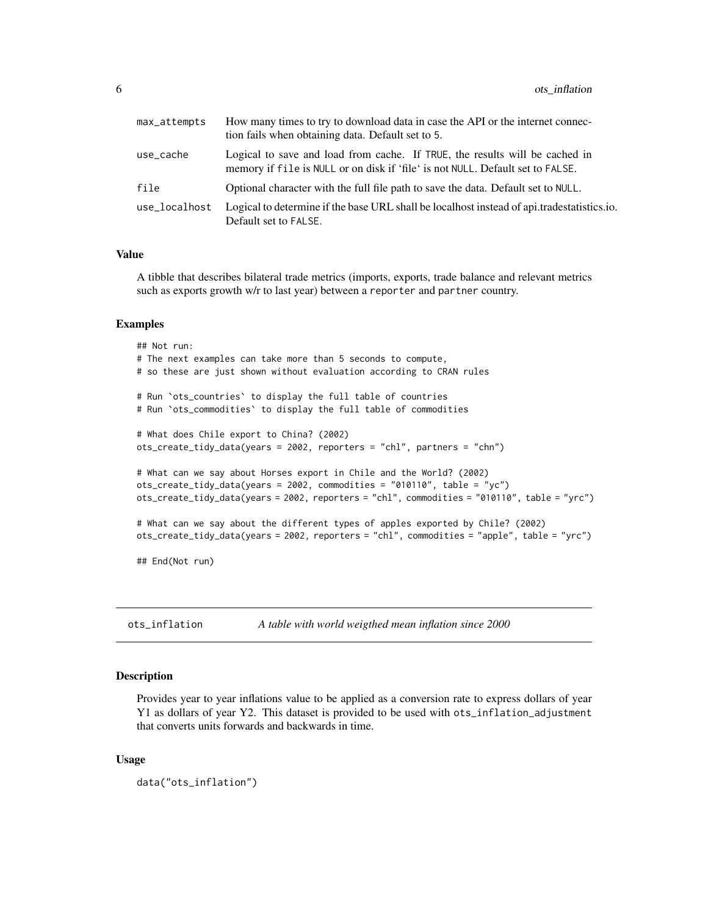| | |
|---|---|
| max_attempts | How many times to try to download data in case the API or the internet connection fails when obtaining data. Default set to 5. |
| use_cache | Logical to save and load from cache. If TRUE, the results will be cached in memory if file is NULL or on disk if 'file' is not NULL. Default set to FALSE. |
| file | Optional character with the full file path to save the data. Default set to NULL. |
| use_localhost | Logical to determine if the base URL shall be localhost instead of api.tradestatistics.io. Default set to FALSE. |

### Value

A tibble that describes bilateral trade metrics (imports, exports, trade balance and relevant metrics such as exports growth w/r to last year) between a reporter and partner country.

### Examples

```
## Not run:
# The next examples can take more than 5 seconds to compute,
# so these are just shown without evaluation according to CRAN rules

# Run `ots_countries` to display the full table of countries
# Run `ots_commodities` to display the full table of commodities

# What does Chile export to China? (2002)
ots_create_tidy_data(years = 2002, reporters = "chl", partners = "chn")

# What can we say about Horses export in Chile and the World? (2002)
ots_create_tidy_data(years = 2002, commodities = "010110", table = "yc")
ots_create_tidy_data(years = 2002, reporters = "chl", commodities = "010110", table = "yrc")

# What can we say about the different types of apples exported by Chile? (2002)
ots_create_tidy_data(years = 2002, reporters = "chl", commodities = "apple", table = "yrc")

## End(Not run)
```

---

## ots_inflation *A table with world weigthed mean inflation since 2000*

---

### Description

Provides year to year inflations value to be applied as a conversion rate to express dollars of year Y1 as dollars of year Y2. This dataset is provided to be used with ots_inflation_adjustment that converts units forwards and backwards in time.

### Usage

```
data("ots_inflation")
```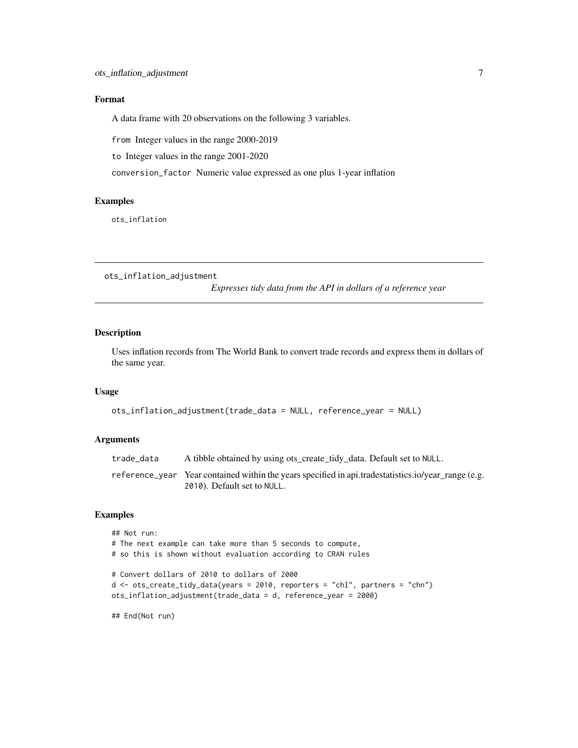### Format

A data frame with 20 observations on the following 3 variables.

`from` Integer values in the range 2000-2019

`to` Integer values in the range 2001-2020

`conversion_factor` Numeric value expressed as one plus 1-year inflation

### Examples

```
ots_inflation
```

---

## ots_inflation_adjustment

*Expresses tidy data from the API in dollars of a reference year*

---

### Description

Uses inflation records from The World Bank to convert trade records and express them in dollars of the same year.

### Usage

```
ots_inflation_adjustment(trade_data = NULL, reference_year = NULL)
```

### Arguments

| | |
|---|---|
| `trade_data` | A tibble obtained by using ots_create_tidy_data. Default set to `NULL`. |
| `reference_year` | Year contained within the years specified in api.tradestatistics.io/year_range (e.g. `2010`). Default set to `NULL`. |

### Examples

```
## Not run:
# The next example can take more than 5 seconds to compute,
# so this is shown without evaluation according to CRAN rules

# Convert dollars of 2010 to dollars of 2000
d <- ots_create_tidy_data(years = 2010, reporters = "chl", partners = "chn")
ots_inflation_adjustment(trade_data = d, reference_year = 2000)

## End(Not run)
```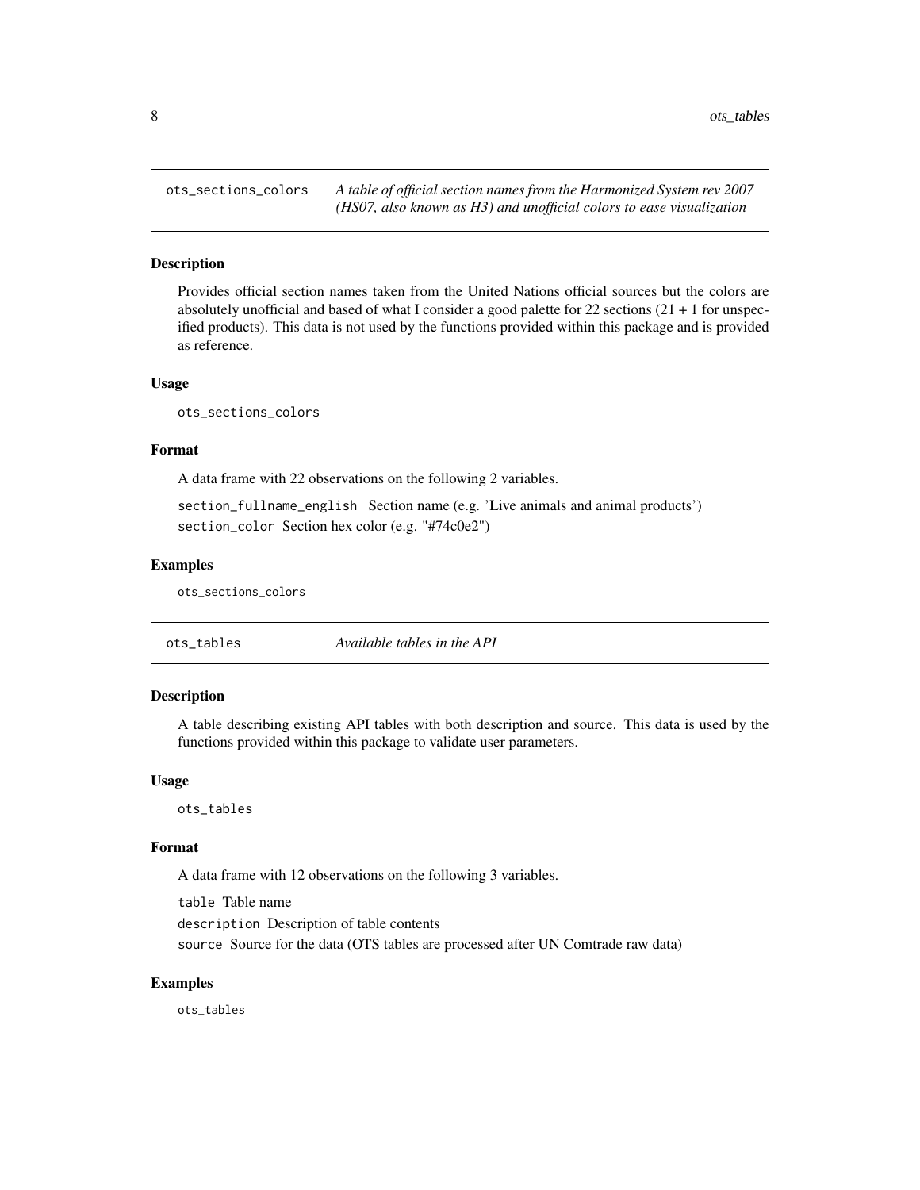## ots_sections_colors

*A table of official section names from the Harmonized System rev 2007 (HS07, also known as H3) and unofficial colors to ease visualization*

### Description

Provides official section names taken from the United Nations official sources but the colors are absolutely unofficial and based of what I consider a good palette for 22 sections (21 + 1 for unspecified products). This data is not used by the functions provided within this package and is provided as reference.

### Usage

```
ots_sections_colors
```

### Format

A data frame with 22 observations on the following 2 variables.

`section_fullname_english` Section name (e.g. 'Live animals and animal products')

`section_color` Section hex color (e.g. "#74c0e2")

### Examples

```
ots_sections_colors
```

## ots_tables

*Available tables in the API*

### Description

A table describing existing API tables with both description and source. This data is used by the functions provided within this package to validate user parameters.

### Usage

```
ots_tables
```

### Format

A data frame with 12 observations on the following 3 variables.

`table` Table name

`description` Description of table contents

`source` Source for the data (OTS tables are processed after UN Comtrade raw data)

### Examples

```
ots_tables
```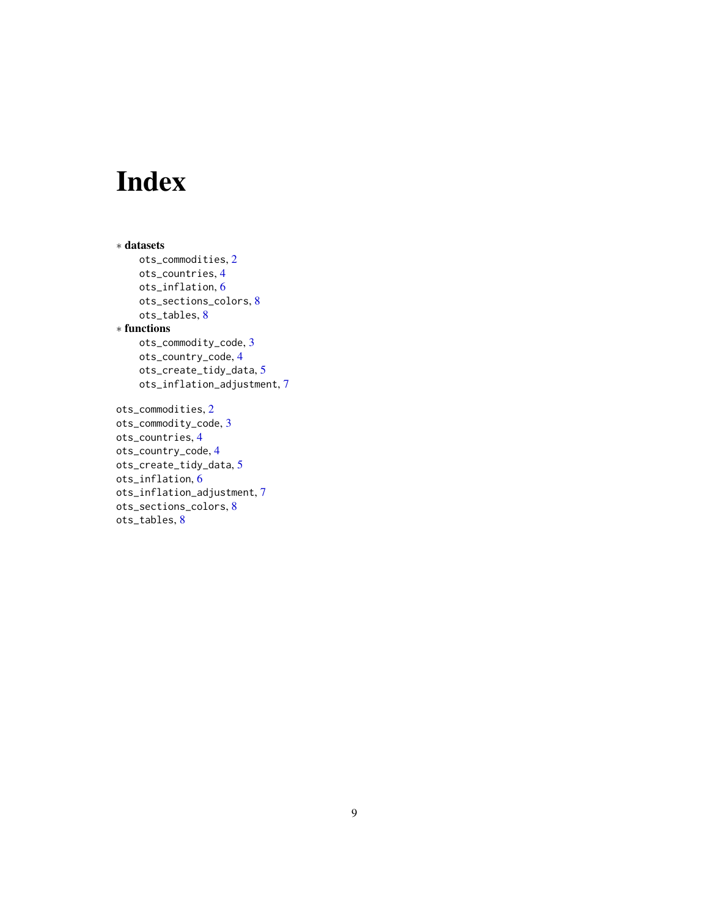# Index

* **datasets**
  - ots_commodities, 2
  - ots_countries, 4
  - ots_inflation, 6
  - ots_sections_colors, 8
  - ots_tables, 8
* **functions**
  - ots_commodity_code, 3
  - ots_country_code, 4
  - ots_create_tidy_data, 5
  - ots_inflation_adjustment, 7

ots_commodities, 2
ots_commodity_code, 3
ots_countries, 4
ots_country_code, 4
ots_create_tidy_data, 5
ots_inflation, 6
ots_inflation_adjustment, 7
ots_sections_colors, 8
ots_tables, 8